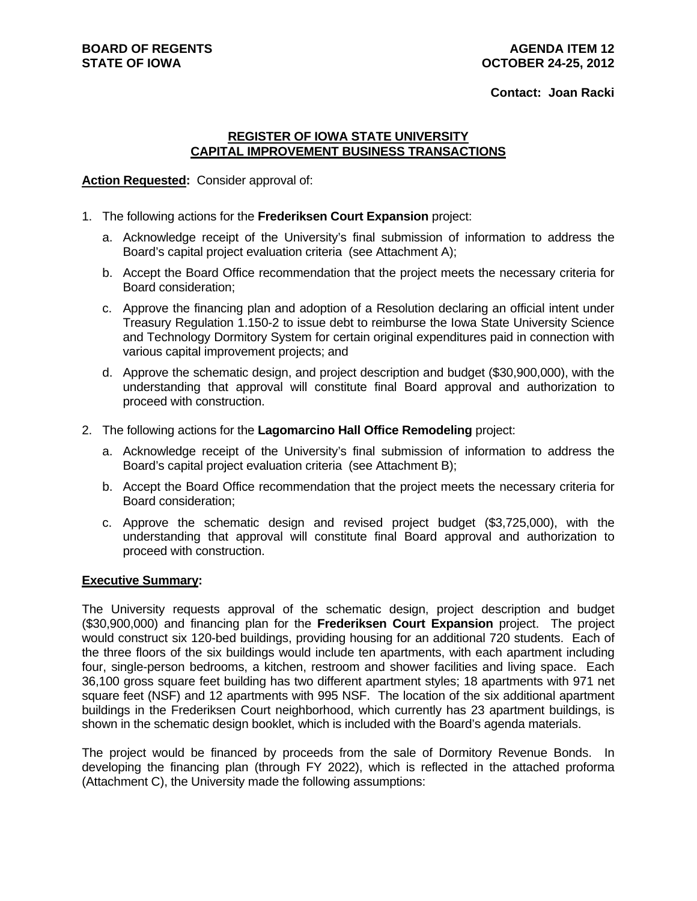**BOARD OF REGENTS**
**STATE OF IOWA**

**AGENDA ITEM 12**
**OCTOBER 24-25, 2012**

**Contact: Joan Racki**

## REGISTER OF IOWA STATE UNIVERSITY CAPITAL IMPROVEMENT BUSINESS TRANSACTIONS

**Action Requested:** Consider approval of:

1. The following actions for the **Frederiksen Court Expansion** project:

   a. Acknowledge receipt of the University's final submission of information to address the Board's capital project evaluation criteria (see Attachment A);

   b. Accept the Board Office recommendation that the project meets the necessary criteria for Board consideration;

   c. Approve the financing plan and adoption of a Resolution declaring an official intent under Treasury Regulation 1.150-2 to issue debt to reimburse the Iowa State University Science and Technology Dormitory System for certain original expenditures paid in connection with various capital improvement projects; and

   d. Approve the schematic design, and project description and budget ($30,900,000), with the understanding that approval will constitute final Board approval and authorization to proceed with construction.

2. The following actions for the **Lagomarcino Hall Office Remodeling** project:

   a. Acknowledge receipt of the University's final submission of information to address the Board's capital project evaluation criteria (see Attachment B);

   b. Accept the Board Office recommendation that the project meets the necessary criteria for Board consideration;

   c. Approve the schematic design and revised project budget ($3,725,000), with the understanding that approval will constitute final Board approval and authorization to proceed with construction.

**Executive Summary:**

The University requests approval of the schematic design, project description and budget ($30,900,000) and financing plan for the **Frederiksen Court Expansion** project. The project would construct six 120-bed buildings, providing housing for an additional 720 students. Each of the three floors of the six buildings would include ten apartments, with each apartment including four, single-person bedrooms, a kitchen, restroom and shower facilities and living space. Each 36,100 gross square feet building has two different apartment styles; 18 apartments with 971 net square feet (NSF) and 12 apartments with 995 NSF. The location of the six additional apartment buildings in the Frederiksen Court neighborhood, which currently has 23 apartment buildings, is shown in the schematic design booklet, which is included with the Board's agenda materials.

The project would be financed by proceeds from the sale of Dormitory Revenue Bonds. In developing the financing plan (through FY 2022), which is reflected in the attached proforma (Attachment C), the University made the following assumptions: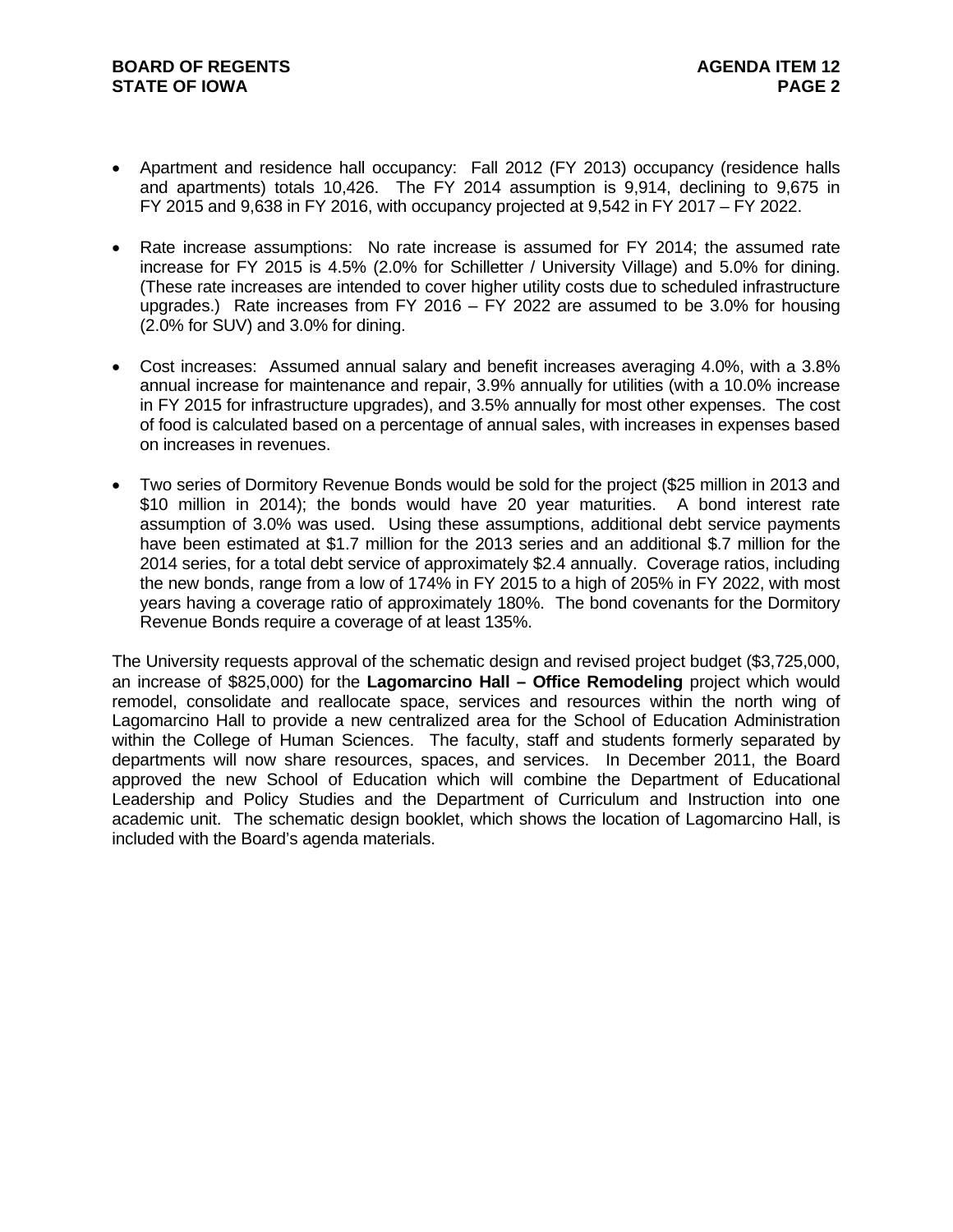- Apartment and residence hall occupancy: Fall 2012 (FY 2013) occupancy (residence halls and apartments) totals 10,426. The FY 2014 assumption is 9,914, declining to 9,675 in FY 2015 and 9,638 in FY 2016, with occupancy projected at 9,542 in FY 2017 – FY 2022.

- Rate increase assumptions: No rate increase is assumed for FY 2014; the assumed rate increase for FY 2015 is 4.5% (2.0% for Schilletter / University Village) and 5.0% for dining. (These rate increases are intended to cover higher utility costs due to scheduled infrastructure upgrades.) Rate increases from FY 2016 – FY 2022 are assumed to be 3.0% for housing (2.0% for SUV) and 3.0% for dining.

- Cost increases: Assumed annual salary and benefit increases averaging 4.0%, with a 3.8% annual increase for maintenance and repair, 3.9% annually for utilities (with a 10.0% increase in FY 2015 for infrastructure upgrades), and 3.5% annually for most other expenses. The cost of food is calculated based on a percentage of annual sales, with increases in expenses based on increases in revenues.

- Two series of Dormitory Revenue Bonds would be sold for the project ($25 million in 2013 and $10 million in 2014); the bonds would have 20 year maturities. A bond interest rate assumption of 3.0% was used. Using these assumptions, additional debt service payments have been estimated at $1.7 million for the 2013 series and an additional $.7 million for the 2014 series, for a total debt service of approximately $2.4 annually. Coverage ratios, including the new bonds, range from a low of 174% in FY 2015 to a high of 205% in FY 2022, with most years having a coverage ratio of approximately 180%. The bond covenants for the Dormitory Revenue Bonds require a coverage of at least 135%.

The University requests approval of the schematic design and revised project budget ($3,725,000, an increase of $825,000) for the **Lagomarcino Hall – Office Remodeling** project which would remodel, consolidate and reallocate space, services and resources within the north wing of Lagomarcino Hall to provide a new centralized area for the School of Education Administration within the College of Human Sciences. The faculty, staff and students formerly separated by departments will now share resources, spaces, and services. In December 2011, the Board approved the new School of Education which will combine the Department of Educational Leadership and Policy Studies and the Department of Curriculum and Instruction into one academic unit. The schematic design booklet, which shows the location of Lagomarcino Hall, is included with the Board's agenda materials.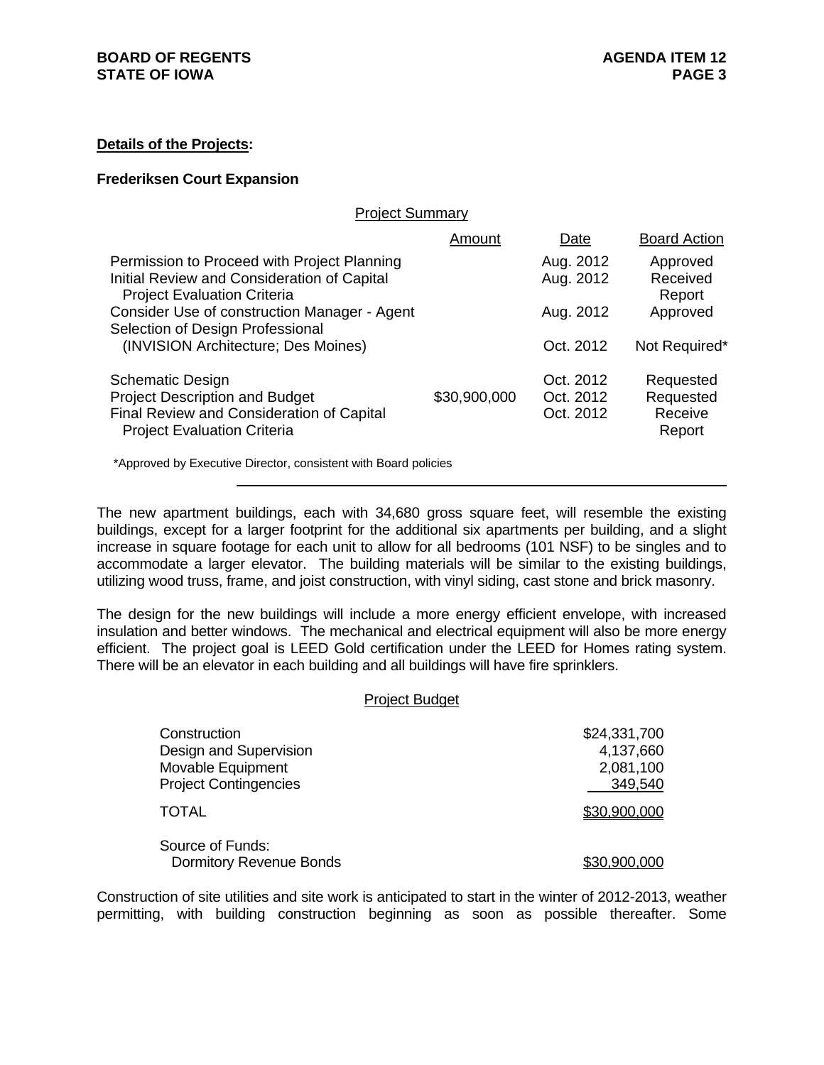**Details of the Projects:**

**Frederiksen Court Expansion**

Project Summary

| | Amount | Date | Board Action |
|---|---|---|---|
| Permission to Proceed with Project Planning | | Aug. 2012 | Approved |
| Initial Review and Consideration of Capital Project Evaluation Criteria | | Aug. 2012 | Received Report |
| Consider Use of construction Manager - Agent | | Aug. 2012 | Approved |
| Selection of Design Professional (INVISION Architecture; Des Moines) | | Oct. 2012 | Not Required* |
| Schematic Design | | Oct. 2012 | Requested |
| Project Description and Budget | $30,900,000 | Oct. 2012 | Requested |
| Final Review and Consideration of Capital Project Evaluation Criteria | | Oct. 2012 | Receive Report |

*Approved by Executive Director, consistent with Board policies

The new apartment buildings, each with 34,680 gross square feet, will resemble the existing buildings, except for a larger footprint for the additional six apartments per building, and a slight increase in square footage for each unit to allow for all bedrooms (101 NSF) to be singles and to accommodate a larger elevator. The building materials will be similar to the existing buildings, utilizing wood truss, frame, and joist construction, with vinyl siding, cast stone and brick masonry.

The design for the new buildings will include a more energy efficient envelope, with increased insulation and better windows. The mechanical and electrical equipment will also be more energy efficient. The project goal is LEED Gold certification under the LEED for Homes rating system. There will be an elevator in each building and all buildings will have fire sprinklers.

Project Budget

| | |
|---|---|
| Construction | $24,331,700 |
| Design and Supervision | 4,137,660 |
| Movable Equipment | 2,081,100 |
| Project Contingencies | 349,540 |
| TOTAL | $30,900,000 |
| Source of Funds: | |
| Dormitory Revenue Bonds | $30,900,000 |

Construction of site utilities and site work is anticipated to start in the winter of 2012-2013, weather permitting, with building construction beginning as soon as possible thereafter. Some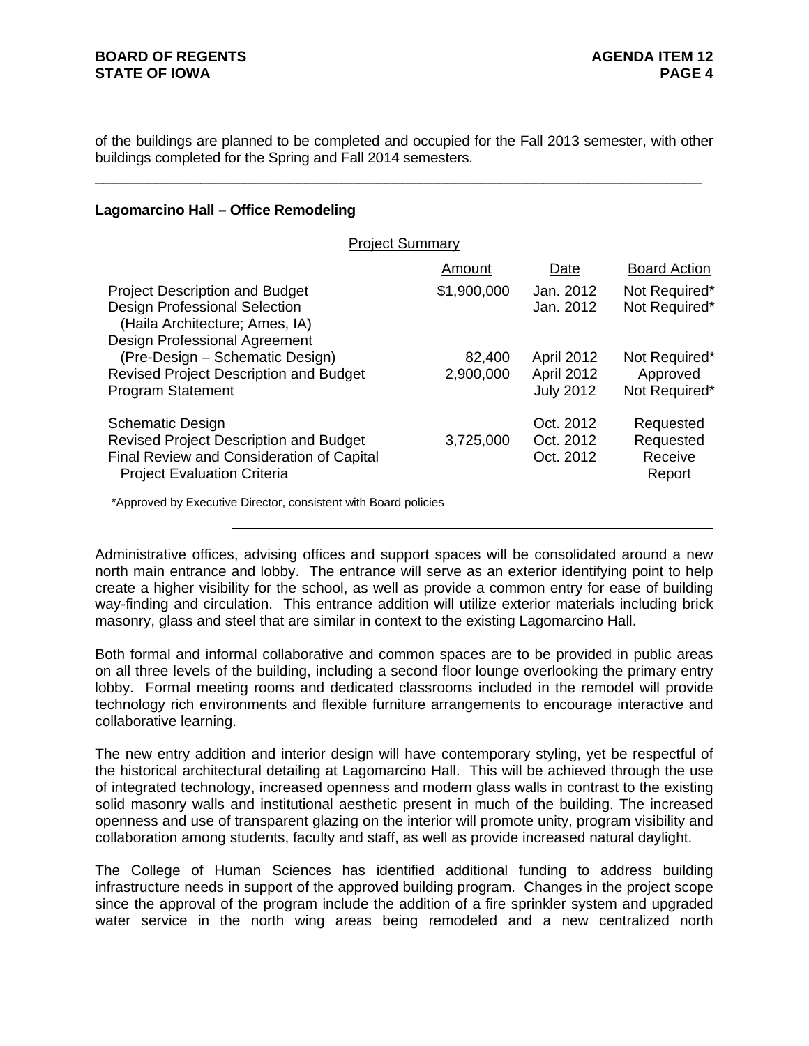of the buildings are planned to be completed and occupied for the Fall 2013 semester, with other buildings completed for the Spring and Fall 2014 semesters.

---

**Lagomarcino Hall – Office Remodeling**

Project Summary

| | Amount | Date | Board Action |
|---|---|---|---|
| Project Description and Budget | $1,900,000 | Jan. 2012 | Not Required* |
| Design Professional Selection (Haila Architecture; Ames, IA) | | Jan. 2012 | Not Required* |
| Design Professional Agreement (Pre-Design – Schematic Design) | 82,400 | April 2012 | Not Required* |
| Revised Project Description and Budget | 2,900,000 | April 2012 | Approved |
| Program Statement | | July 2012 | Not Required* |
| Schematic Design | | Oct. 2012 | Requested |
| Revised Project Description and Budget | 3,725,000 | Oct. 2012 | Requested |
| Final Review and Consideration of Capital Project Evaluation Criteria | | Oct. 2012 | Receive Report |

*Approved by Executive Director, consistent with Board policies

---

Administrative offices, advising offices and support spaces will be consolidated around a new north main entrance and lobby. The entrance will serve as an exterior identifying point to help create a higher visibility for the school, as well as provide a common entry for ease of building way-finding and circulation. This entrance addition will utilize exterior materials including brick masonry, glass and steel that are similar in context to the existing Lagomarcino Hall.

Both formal and informal collaborative and common spaces are to be provided in public areas on all three levels of the building, including a second floor lounge overlooking the primary entry lobby. Formal meeting rooms and dedicated classrooms included in the remodel will provide technology rich environments and flexible furniture arrangements to encourage interactive and collaborative learning.

The new entry addition and interior design will have contemporary styling, yet be respectful of the historical architectural detailing at Lagomarcino Hall. This will be achieved through the use of integrated technology, increased openness and modern glass walls in contrast to the existing solid masonry walls and institutional aesthetic present in much of the building. The increased openness and use of transparent glazing on the interior will promote unity, program visibility and collaboration among students, faculty and staff, as well as provide increased natural daylight.

The College of Human Sciences has identified additional funding to address building infrastructure needs in support of the approved building program. Changes in the project scope since the approval of the program include the addition of a fire sprinkler system and upgraded water service in the north wing areas being remodeled and a new centralized north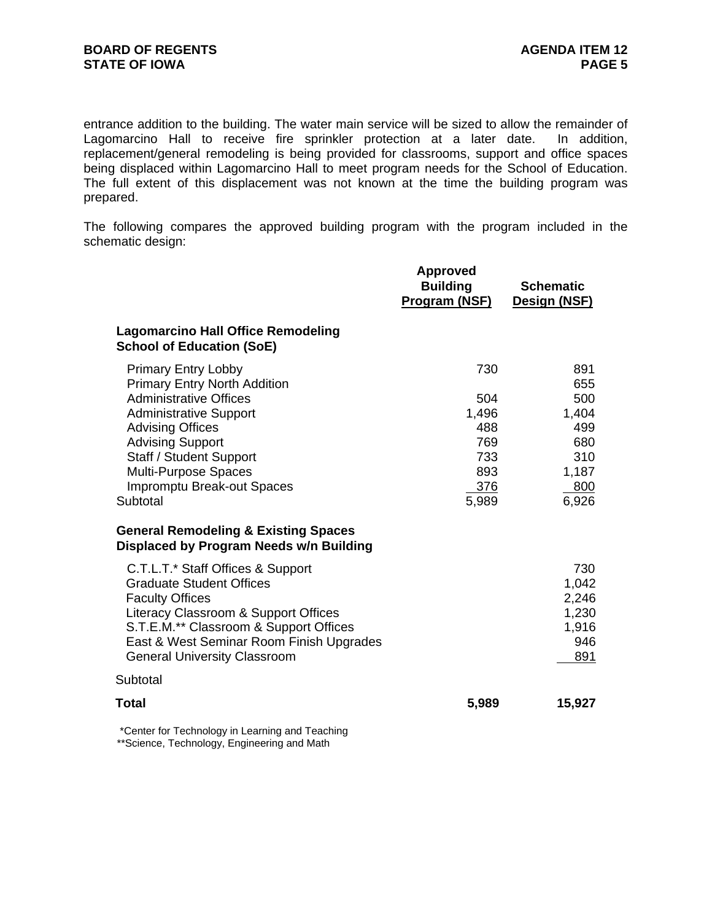entrance addition to the building. The water main service will be sized to allow the remainder of Lagomarcino Hall to receive fire sprinkler protection at a later date. In addition, replacement/general remodeling is being provided for classrooms, support and office spaces being displaced within Lagomarcino Hall to meet program needs for the School of Education. The full extent of this displacement was not known at the time the building program was prepared.

The following compares the approved building program with the program included in the schematic design:

| | Approved Building Program (NSF) | Schematic Design (NSF) |
|---|---|---|
| **Lagomarcino Hall Office Remodeling School of Education (SoE)** | | |
| Primary Entry Lobby | 730 | 891 |
| Primary Entry North Addition | | 655 |
| Administrative Offices | 504 | 500 |
| Administrative Support | 1,496 | 1,404 |
| Advising Offices | 488 | 499 |
| Advising Support | 769 | 680 |
| Staff / Student Support | 733 | 310 |
| Multi-Purpose Spaces | 893 | 1,187 |
| Impromptu Break-out Spaces | 376 | 800 |
| Subtotal | 5,989 | 6,926 |
| **General Remodeling & Existing Spaces Displaced by Program Needs w/n Building** | | |
| C.T.L.T.* Staff Offices & Support | | 730 |
| Graduate Student Offices | | 1,042 |
| Faculty Offices | | 2,246 |
| Literacy Classroom & Support Offices | | 1,230 |
| S.T.E.M.** Classroom & Support Offices | | 1,916 |
| East & West Seminar Room Finish Upgrades | | 946 |
| General University Classroom | | 891 |
| Subtotal | | |
| **Total** | **5,989** | **15,927** |

*Center for Technology in Learning and Teaching
**Science, Technology, Engineering and Math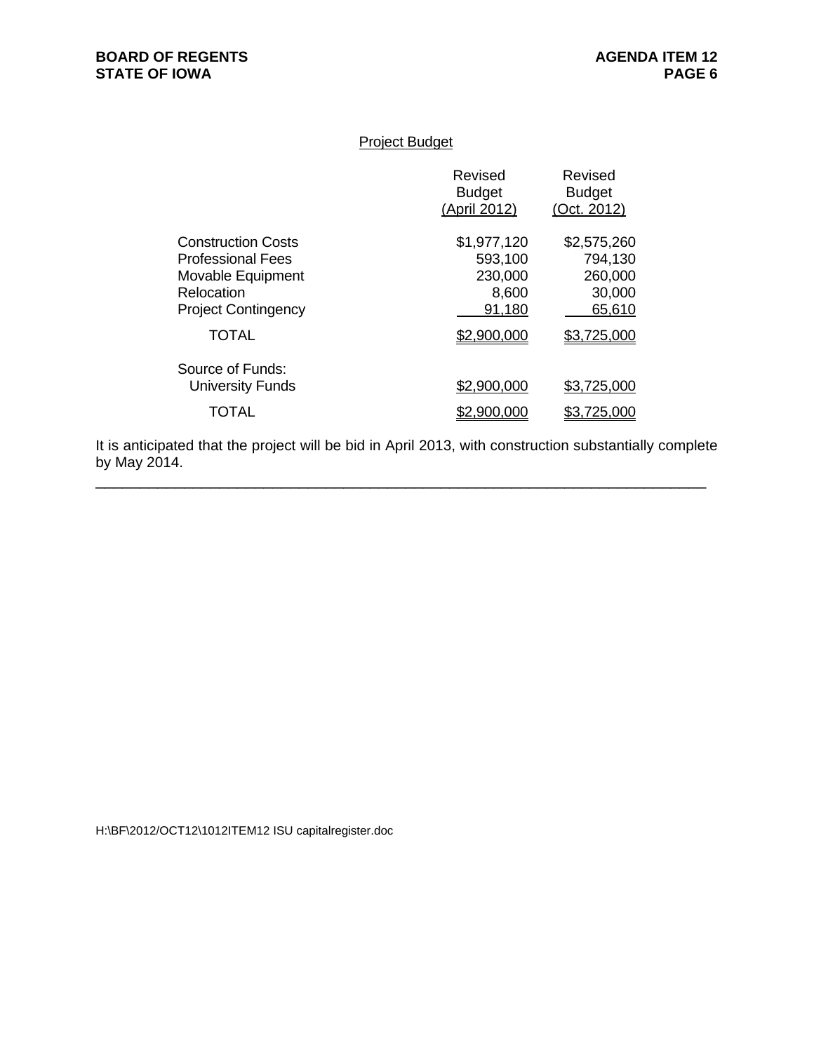Project Budget

| | Revised Budget (April 2012) | Revised Budget (Oct. 2012) |
|---|---|---|
| Construction Costs | $1,977,120 | $2,575,260 |
| Professional Fees | 593,100 | 794,130 |
| Movable Equipment | 230,000 | 260,000 |
| Relocation | 8,600 | 30,000 |
| Project Contingency | 91,180 | 65,610 |
| TOTAL | $2,900,000 | $3,725,000 |
| Source of Funds: | | |
| University Funds | $2,900,000 | $3,725,000 |
| TOTAL | $2,900,000 | $3,725,000 |

It is anticipated that the project will be bid in April 2013, with construction substantially complete by May 2014.

---

H:\BF\2012/OCT12\1012ITEM12 ISU capitalregister.doc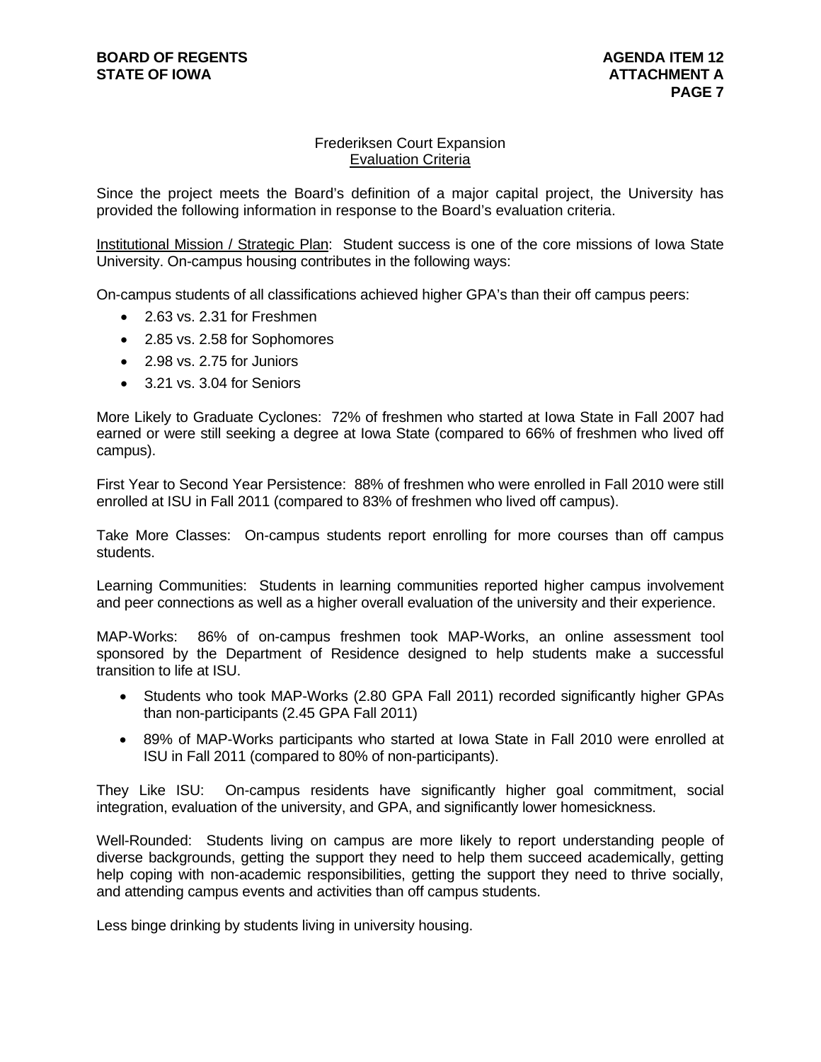## Frederiksen Court Expansion

### Evaluation Criteria

Since the project meets the Board's definition of a major capital project, the University has provided the following information in response to the Board's evaluation criteria.

Institutional Mission / Strategic Plan: Student success is one of the core missions of Iowa State University. On-campus housing contributes in the following ways:

On-campus students of all classifications achieved higher GPA's than their off campus peers:

- 2.63 vs. 2.31 for Freshmen
- 2.85 vs. 2.58 for Sophomores
- 2.98 vs. 2.75 for Juniors
- 3.21 vs. 3.04 for Seniors

More Likely to Graduate Cyclones: 72% of freshmen who started at Iowa State in Fall 2007 had earned or were still seeking a degree at Iowa State (compared to 66% of freshmen who lived off campus).

First Year to Second Year Persistence: 88% of freshmen who were enrolled in Fall 2010 were still enrolled at ISU in Fall 2011 (compared to 83% of freshmen who lived off campus).

Take More Classes: On-campus students report enrolling for more courses than off campus students.

Learning Communities: Students in learning communities reported higher campus involvement and peer connections as well as a higher overall evaluation of the university and their experience.

MAP-Works: 86% of on-campus freshmen took MAP-Works, an online assessment tool sponsored by the Department of Residence designed to help students make a successful transition to life at ISU.

- Students who took MAP-Works (2.80 GPA Fall 2011) recorded significantly higher GPAs than non-participants (2.45 GPA Fall 2011)
- 89% of MAP-Works participants who started at Iowa State in Fall 2010 were enrolled at ISU in Fall 2011 (compared to 80% of non-participants).

They Like ISU: On-campus residents have significantly higher goal commitment, social integration, evaluation of the university, and GPA, and significantly lower homesickness.

Well-Rounded: Students living on campus are more likely to report understanding people of diverse backgrounds, getting the support they need to help them succeed academically, getting help coping with non-academic responsibilities, getting the support they need to thrive socially, and attending campus events and activities than off campus students.

Less binge drinking by students living in university housing.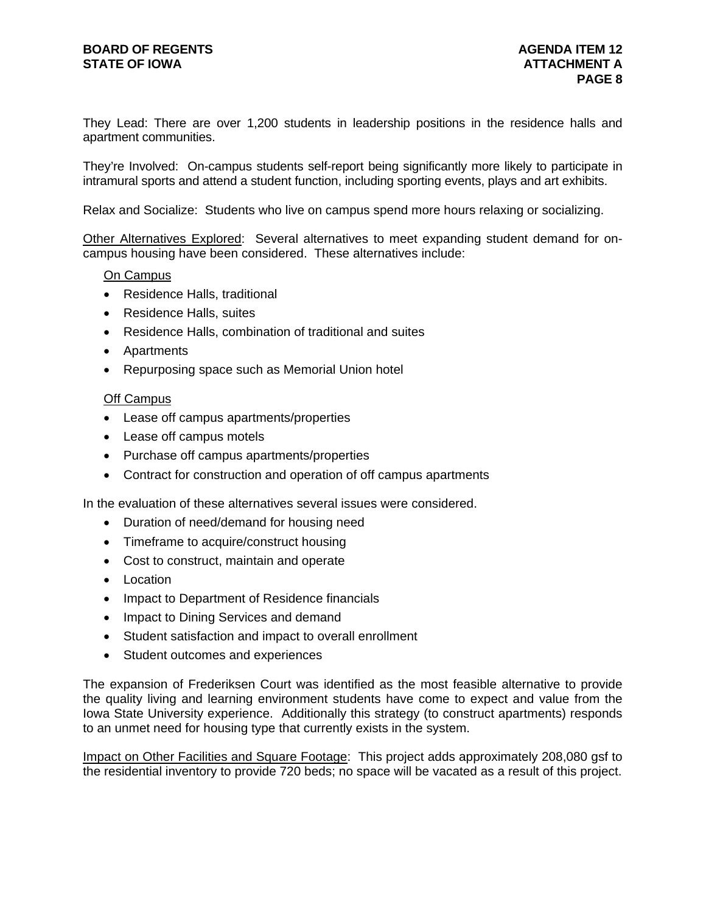They Lead: There are over 1,200 students in leadership positions in the residence halls and apartment communities.

They're Involved: On-campus students self-report being significantly more likely to participate in intramural sports and attend a student function, including sporting events, plays and art exhibits.

Relax and Socialize: Students who live on campus spend more hours relaxing or socializing.

<u>Other Alternatives Explored</u>: Several alternatives to meet expanding student demand for on-campus housing have been considered. These alternatives include:

<u>On Campus</u>

- Residence Halls, traditional
- Residence Halls, suites
- Residence Halls, combination of traditional and suites
- Apartments
- Repurposing space such as Memorial Union hotel

<u>Off Campus</u>

- Lease off campus apartments/properties
- Lease off campus motels
- Purchase off campus apartments/properties
- Contract for construction and operation of off campus apartments

In the evaluation of these alternatives several issues were considered.

- Duration of need/demand for housing need
- Timeframe to acquire/construct housing
- Cost to construct, maintain and operate
- Location
- Impact to Department of Residence financials
- Impact to Dining Services and demand
- Student satisfaction and impact to overall enrollment
- Student outcomes and experiences

The expansion of Frederiksen Court was identified as the most feasible alternative to provide the quality living and learning environment students have come to expect and value from the Iowa State University experience. Additionally this strategy (to construct apartments) responds to an unmet need for housing type that currently exists in the system.

<u>Impact on Other Facilities and Square Footage</u>: This project adds approximately 208,080 gsf to the residential inventory to provide 720 beds; no space will be vacated as a result of this project.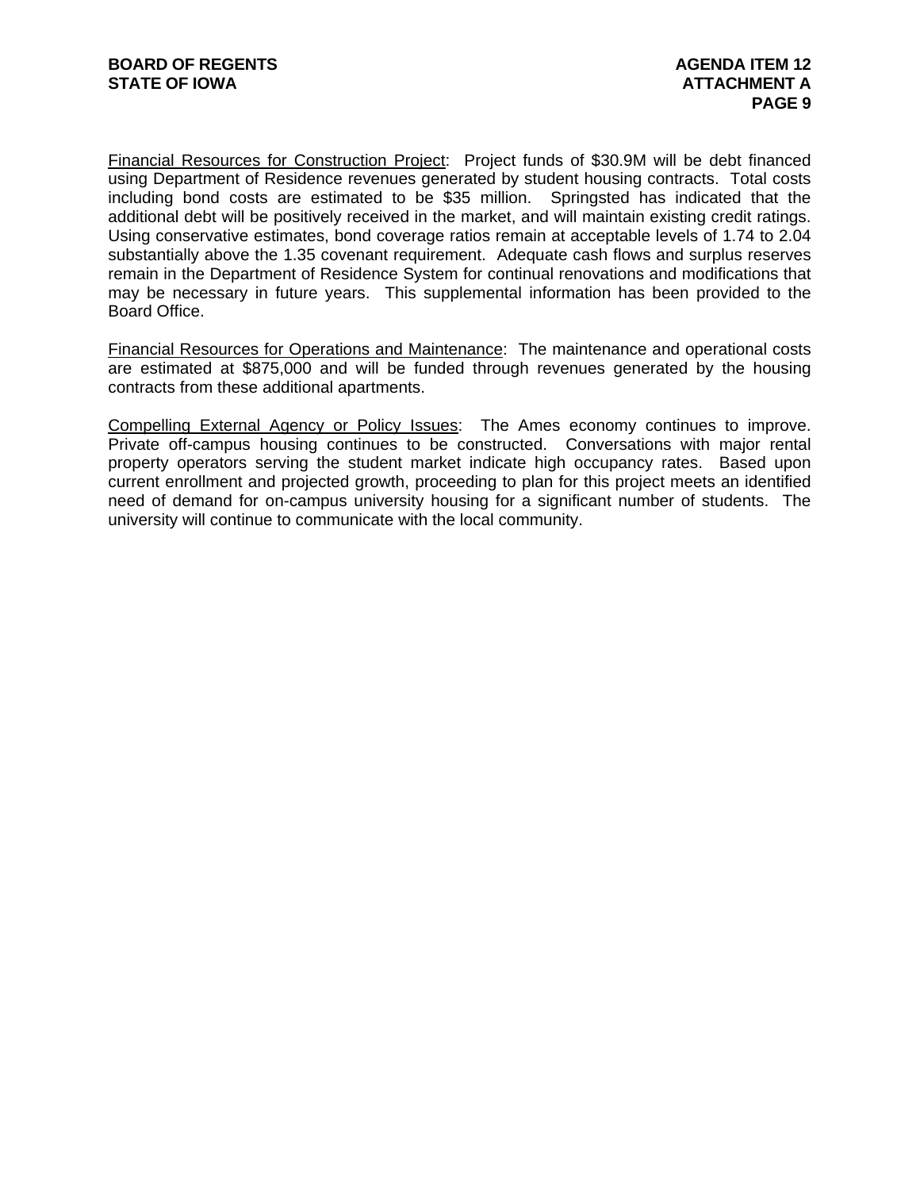Financial Resources for Construction Project: Project funds of $30.9M will be debt financed using Department of Residence revenues generated by student housing contracts. Total costs including bond costs are estimated to be $35 million. Springsted has indicated that the additional debt will be positively received in the market, and will maintain existing credit ratings. Using conservative estimates, bond coverage ratios remain at acceptable levels of 1.74 to 2.04 substantially above the 1.35 covenant requirement. Adequate cash flows and surplus reserves remain in the Department of Residence System for continual renovations and modifications that may be necessary in future years. This supplemental information has been provided to the Board Office.

Financial Resources for Operations and Maintenance: The maintenance and operational costs are estimated at $875,000 and will be funded through revenues generated by the housing contracts from these additional apartments.

Compelling External Agency or Policy Issues: The Ames economy continues to improve. Private off-campus housing continues to be constructed. Conversations with major rental property operators serving the student market indicate high occupancy rates. Based upon current enrollment and projected growth, proceeding to plan for this project meets an identified need of demand for on-campus university housing for a significant number of students. The university will continue to communicate with the local community.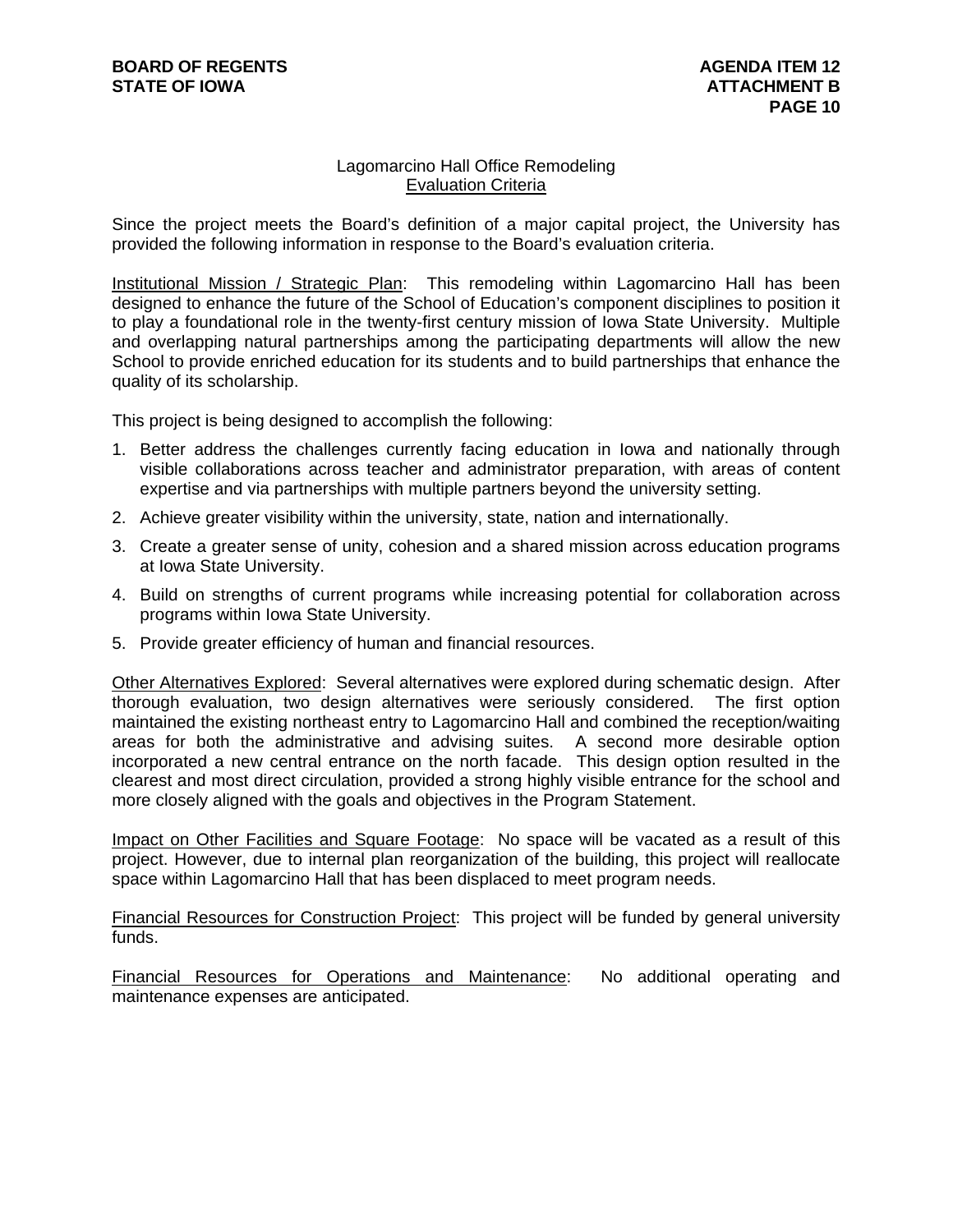## Lagomarcino Hall Office Remodeling
## Evaluation Criteria

Since the project meets the Board's definition of a major capital project, the University has provided the following information in response to the Board's evaluation criteria.

Institutional Mission / Strategic Plan: This remodeling within Lagomarcino Hall has been designed to enhance the future of the School of Education's component disciplines to position it to play a foundational role in the twenty-first century mission of Iowa State University. Multiple and overlapping natural partnerships among the participating departments will allow the new School to provide enriched education for its students and to build partnerships that enhance the quality of its scholarship.

This project is being designed to accomplish the following:

1. Better address the challenges currently facing education in Iowa and nationally through visible collaborations across teacher and administrator preparation, with areas of content expertise and via partnerships with multiple partners beyond the university setting.
2. Achieve greater visibility within the university, state, nation and internationally.
3. Create a greater sense of unity, cohesion and a shared mission across education programs at Iowa State University.
4. Build on strengths of current programs while increasing potential for collaboration across programs within Iowa State University.
5. Provide greater efficiency of human and financial resources.

Other Alternatives Explored: Several alternatives were explored during schematic design. After thorough evaluation, two design alternatives were seriously considered. The first option maintained the existing northeast entry to Lagomarcino Hall and combined the reception/waiting areas for both the administrative and advising suites. A second more desirable option incorporated a new central entrance on the north facade. This design option resulted in the clearest and most direct circulation, provided a strong highly visible entrance for the school and more closely aligned with the goals and objectives in the Program Statement.

Impact on Other Facilities and Square Footage: No space will be vacated as a result of this project. However, due to internal plan reorganization of the building, this project will reallocate space within Lagomarcino Hall that has been displaced to meet program needs.

Financial Resources for Construction Project: This project will be funded by general university funds.

Financial Resources for Operations and Maintenance: No additional operating and maintenance expenses are anticipated.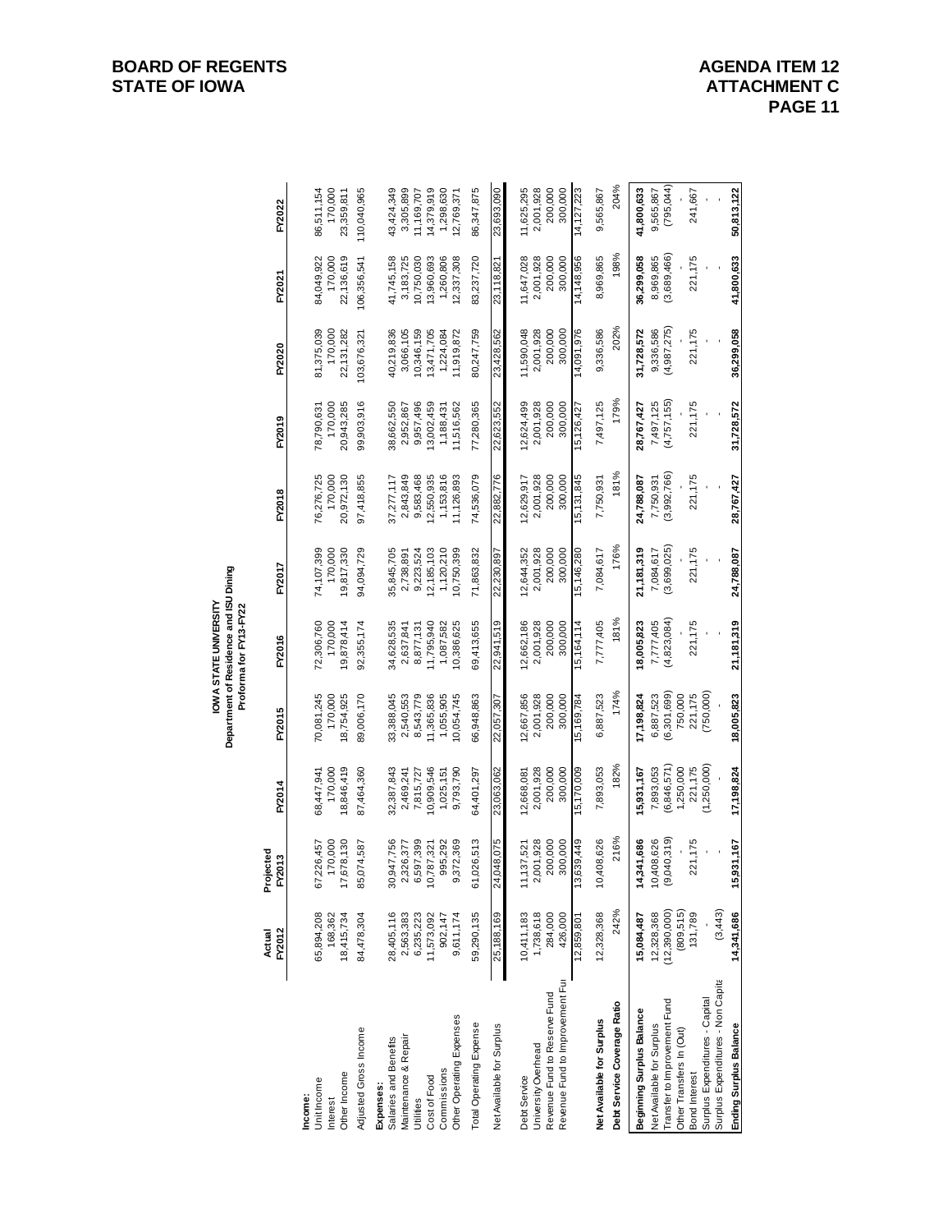BOARD OF REGENTS
STATE OF IOWA

AGENDA ITEM 12
ATTACHMENT C
PAGE 11

**IOWA STATE UNIVERSITY**
**Department of Residence and ISU Dining**
**Proforma for FY13-FY22**

| | Actual FY2012 | Projected FY2013 | FY2014 | FY2015 | FY2016 | FY2017 | FY2018 | FY2019 | FY2020 | FY2021 | FY2022 |
|---|---|---|---|---|---|---|---|---|---|---|---|
| **Income:** | | | | | | | | | | | |
| Unit Income | 65,894,208 | 67,226,457 | 68,447,941 | 70,081,245 | 72,306,760 | 74,107,399 | 76,276,725 | 78,790,631 | 81,375,039 | 84,049,922 | 86,511,154 |
| Interest | 168,362 | 170,000 | 170,000 | 170,000 | 170,000 | 170,000 | 170,000 | 170,000 | 170,000 | 170,000 | 170,000 |
| Other Income | 18,415,734 | 17,678,130 | 18,846,419 | 18,754,925 | 19,878,414 | 19,817,330 | 20,972,130 | 20,943,285 | 22,131,282 | 22,136,619 | 23,359,811 |
| Adjusted Gross Income | 84,478,304 | 85,074,587 | 87,464,360 | 89,006,170 | 92,355,174 | 94,094,729 | 97,418,855 | 99,903,916 | 103,676,321 | 106,356,541 | 110,040,965 |
| **Expenses:** | | | | | | | | | | | |
| Salaries and Benefits | 28,405,116 | 30,947,756 | 32,387,843 | 33,388,045 | 34,628,535 | 35,845,705 | 37,277,117 | 38,662,550 | 40,219,836 | 41,745,158 | 43,424,349 |
| Maintenance & Repair | 2,563,383 | 2,326,377 | 2,469,241 | 2,540,553 | 2,637,841 | 2,738,891 | 2,843,849 | 2,952,867 | 3,066,105 | 3,183,725 | 3,305,899 |
| Utilities | 6,235,223 | 6,597,399 | 7,815,727 | 8,543,779 | 8,877,131 | 9,223,524 | 9,583,468 | 9,957,496 | 10,346,159 | 10,750,030 | 11,169,707 |
| Cost of Food | 11,573,092 | 10,787,321 | 10,909,546 | 11,365,836 | 11,795,940 | 12,185,103 | 12,550,935 | 13,002,459 | 13,471,705 | 13,960,693 | 14,379,919 |
| Commissions | 902,147 | 995,292 | 1,025,151 | 1,055,905 | 1,087,582 | 1,120,210 | 1,153,816 | 1,188,431 | 1,224,084 | 1,260,806 | 1,298,630 |
| Other Operating Expenses | 9,611,174 | 9,372,369 | 9,793,790 | 10,054,745 | 10,386,625 | 10,750,399 | 11,126,893 | 11,516,562 | 11,919,872 | 12,337,308 | 12,769,371 |
| Total Operating Expense | 59,290,135 | 61,026,513 | 64,401,297 | 66,948,863 | 69,413,655 | 71,863,832 | 74,536,079 | 77,280,365 | 80,247,759 | 83,237,720 | 86,347,875 |
| Net Available for Surplus | 25,188,169 | 24,048,075 | 23,063,062 | 22,057,307 | 22,941,519 | 22,230,897 | 22,882,776 | 22,623,552 | 23,428,562 | 23,118,821 | 23,693,090 |
| Debt Service | 10,411,183 | 11,137,521 | 12,668,081 | 12,667,856 | 12,662,186 | 12,644,352 | 12,629,917 | 12,624,499 | 11,590,048 | 11,647,028 | 11,625,295 |
| University Overhead | 1,738,618 | 2,001,928 | 2,001,928 | 2,001,928 | 2,001,928 | 2,001,928 | 2,001,928 | 2,001,928 | 2,001,928 | 2,001,928 | 2,001,928 |
| Revenue Fund to Reserve Fund | 284,000 | 200,000 | 200,000 | 200,000 | 200,000 | 200,000 | 200,000 | 200,000 | 200,000 | 200,000 | 200,000 |
| Revenue Fund to Improvement Fu | 426,000 | 300,000 | 300,000 | 300,000 | 300,000 | 300,000 | 300,000 | 300,000 | 300,000 | 300,000 | 300,000 |
| | 12,859,801 | 13,639,449 | 15,170,009 | 15,169,784 | 15,164,114 | 15,146,280 | 15,131,845 | 15,126,427 | 14,091,976 | 14,148,956 | 14,127,223 |
| **Net Available for Surplus** | 12,328,368 | 10,408,626 | 7,893,053 | 6,887,523 | 7,777,405 | 7,084,617 | 7,750,931 | 7,497,125 | 9,336,586 | 8,969,865 | 9,565,867 |
| **Debt Service Coverage Ratio** | 242% | 216% | 182% | 174% | 181% | 176% | 181% | 179% | 202% | 198% | 204% |
| **Beginning Surplus Balance** | 15,084,487 | 14,341,686 | 15,931,167 | 17,198,824 | 18,005,823 | 21,181,319 | 24,788,087 | 28,767,427 | 31,728,572 | 36,299,058 | 41,800,633 |
| Net Available for Surplus | 12,328,368 | 10,408,626 | 7,893,053 | 6,887,523 | 7,777,405 | 7,084,617 | 7,750,931 | 7,497,125 | 9,336,586 | 8,969,865 | 9,565,867 |
| Transfer to Improvement Fund | (12,390,000) | (9,040,319) | (6,846,571) | (6,301,699) | (4,823,084) | (3,699,025) | (3,992,766) | (4,757,155) | (4,987,275) | (3,689,466) | (795,044) |
| Other Transfers In (Out) | (809,515) | - | 1,250,000 | 750,000 | - | - | - | - | - | - | - |
| Bond Interest | 131,789 | 221,175 | 221,175 | 221,175 | 221,175 | 221,175 | 221,175 | 221,175 | 221,175 | 221,175 | 241,667 |
| Surplus Expenditures - Capital | - | - | (1,250,000) | (750,000) | - | - | - | - | - | - | - |
| Surplus Expenditures - Non Capita | (3,443) | - | - | - | - | - | - | - | - | - | - |
| **Ending Surplus Balance** | **14,341,686** | **15,931,167** | **17,198,824** | **18,005,823** | **21,181,319** | **24,788,087** | **28,767,427** | **31,728,572** | **36,299,058** | **41,800,633** | **50,813,122** |